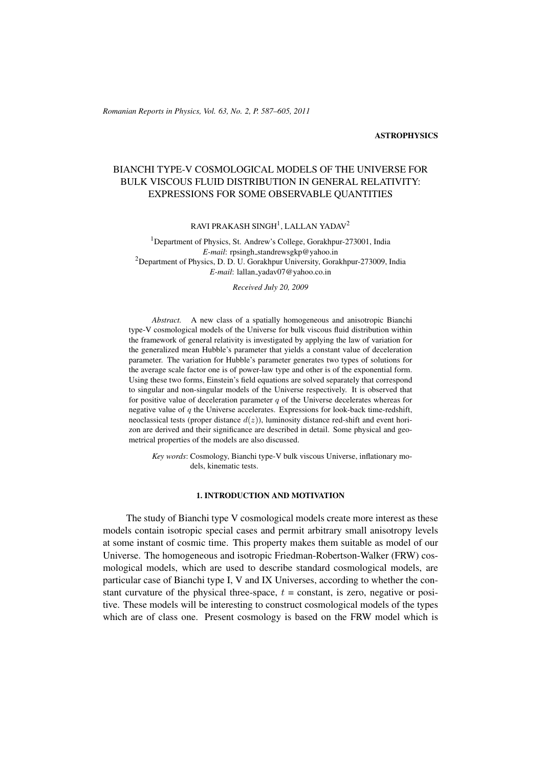ASTROPHYSICS

# BIANCHI TYPE-V COSMOLOGICAL MODELS OF THE UNIVERSE FOR BULK VISCOUS FLUID DISTRIBUTION IN GENERAL RELATIVITY: EXPRESSIONS FOR SOME OBSERVABLE QUANTITIES

RAVI PRAKASH SINGH[1], LALLAN YADAV[2]

[1]Department of Physics, St. Andrew's College, Gorakhpur-273001, India
*E-mail*: rpsingh_standrewsgkp@yahoo.in
[2]Department of Physics, D. D. U. Gorakhpur University, Gorakhpur-273009, India
*E-mail*: lallan_yadav07@yahoo.co.in

*Received July 20, 2009*

*Abstract.* A new class of a spatially homogeneous and anisotropic Bianchi type-V cosmological models of the Universe for bulk viscous fluid distribution within the framework of general relativity is investigated by applying the law of variation for the generalized mean Hubble's parameter that yields a constant value of deceleration parameter. The variation for Hubble's parameter generates two types of solutions for the average scale factor one is of power-law type and other is of the exponential form. Using these two forms, Einstein's field equations are solved separately that correspond to singular and non-singular models of the Universe respectively. It is observed that for positive value of deceleration parameter $q$ of the Universe decelerates whereas for negative value of $q$ the Universe accelerates. Expressions for look-back time-redshift, neoclassical tests (proper distance $d(z)$), luminosity distance red-shift and event horizon are derived and their significance are described in detail. Some physical and geometrical properties of the models are also discussed.

*Key words*: Cosmology, Bianchi type-V bulk viscous Universe, inflationary models, kinematic tests.

## 1. INTRODUCTION AND MOTIVATION

The study of Bianchi type V cosmological models create more interest as these models contain isotropic special cases and permit arbitrary small anisotropy levels at some instant of cosmic time. This property makes them suitable as model of our Universe. The homogeneous and isotropic Friedman-Robertson-Walker (FRW) cosmological models, which are used to describe standard cosmological models, are particular case of Bianchi type I, V and IX Universes, according to whether the constant curvature of the physical three-space, $t$ = constant, is zero, negative or positive. These models will be interesting to construct cosmological models of the types which are of class one. Present cosmology is based on the FRW model which is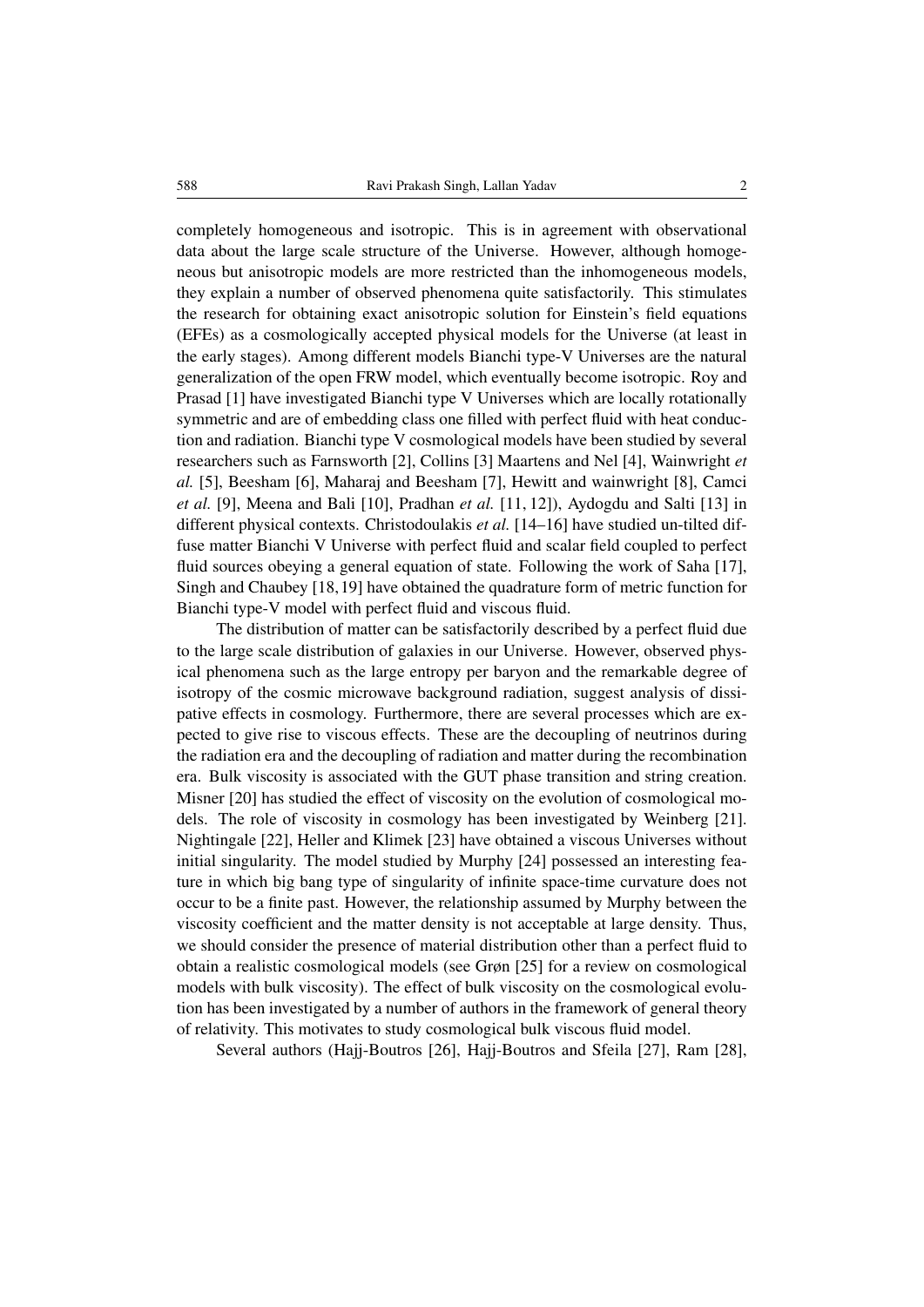completely homogeneous and isotropic. This is in agreement with observational data about the large scale structure of the Universe. However, although homogeneous but anisotropic models are more restricted than the inhomogeneous models, they explain a number of observed phenomena quite satisfactorily. This stimulates the research for obtaining exact anisotropic solution for Einstein's field equations (EFEs) as a cosmologically accepted physical models for the Universe (at least in the early stages). Among different models Bianchi type-V Universes are the natural generalization of the open FRW model, which eventually become isotropic. Roy and Prasad [1] have investigated Bianchi type V Universes which are locally rotationally symmetric and are of embedding class one filled with perfect fluid with heat conduction and radiation. Bianchi type V cosmological models have been studied by several researchers such as Farnsworth [2], Collins [3] Maartens and Nel [4], Wainwright *et al.* [5], Beesham [6], Maharaj and Beesham [7], Hewitt and wainwright [8], Camci *et al.* [9], Meena and Bali [10], Pradhan *et al.* [11, 12]), Aydogdu and Salti [13] in different physical contexts. Christodoulakis *et al.* [14–16] have studied un-tilted diffuse matter Bianchi V Universe with perfect fluid and scalar field coupled to perfect fluid sources obeying a general equation of state. Following the work of Saha [17], Singh and Chaubey [18, 19] have obtained the quadrature form of metric function for Bianchi type-V model with perfect fluid and viscous fluid.

The distribution of matter can be satisfactorily described by a perfect fluid due to the large scale distribution of galaxies in our Universe. However, observed physical phenomena such as the large entropy per baryon and the remarkable degree of isotropy of the cosmic microwave background radiation, suggest analysis of dissipative effects in cosmology. Furthermore, there are several processes which are expected to give rise to viscous effects. These are the decoupling of neutrinos during the radiation era and the decoupling of radiation and matter during the recombination era. Bulk viscosity is associated with the GUT phase transition and string creation. Misner [20] has studied the effect of viscosity on the evolution of cosmological models. The role of viscosity in cosmology has been investigated by Weinberg [21]. Nightingale [22], Heller and Klimek [23] have obtained a viscous Universes without initial singularity. The model studied by Murphy [24] possessed an interesting feature in which big bang type of singularity of infinite space-time curvature does not occur to be a finite past. However, the relationship assumed by Murphy between the viscosity coefficient and the matter density is not acceptable at large density. Thus, we should consider the presence of material distribution other than a perfect fluid to obtain a realistic cosmological models (see Grøn [25] for a review on cosmological models with bulk viscosity). The effect of bulk viscosity on the cosmological evolution has been investigated by a number of authors in the framework of general theory of relativity. This motivates to study cosmological bulk viscous fluid model.

Several authors (Hajj-Boutros [26], Hajj-Boutros and Sfeila [27], Ram [28],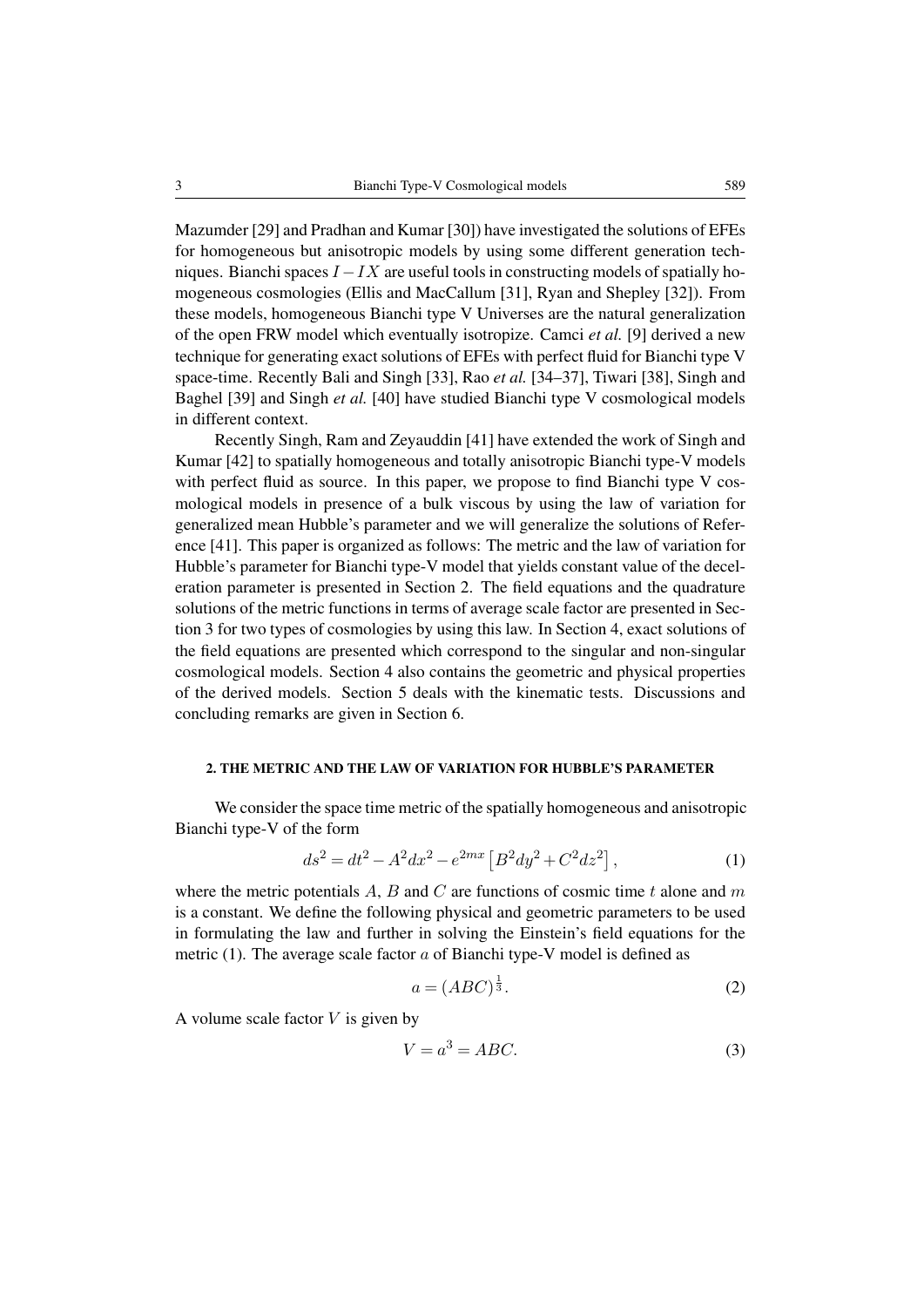Mazumder [29] and Pradhan and Kumar [30]) have investigated the solutions of EFEs for homogeneous but anisotropic models by using some different generation techniques. Bianchi spaces $I-IX$ are useful tools in constructing models of spatially homogeneous cosmologies (Ellis and MacCallum [31], Ryan and Shepley [32]). From these models, homogeneous Bianchi type V Universes are the natural generalization of the open FRW model which eventually isotropize. Camci *et al.* [9] derived a new technique for generating exact solutions of EFEs with perfect fluid for Bianchi type V space-time. Recently Bali and Singh [33], Rao *et al.* [34–37], Tiwari [38], Singh and Baghel [39] and Singh *et al.* [40] have studied Bianchi type V cosmological models in different context.

Recently Singh, Ram and Zeyauddin [41] have extended the work of Singh and Kumar [42] to spatially homogeneous and totally anisotropic Bianchi type-V models with perfect fluid as source. In this paper, we propose to find Bianchi type V cosmological models in presence of a bulk viscous by using the law of variation for generalized mean Hubble's parameter and we will generalize the solutions of Reference [41]. This paper is organized as follows: The metric and the law of variation for Hubble's parameter for Bianchi type-V model that yields constant value of the deceleration parameter is presented in Section 2. The field equations and the quadrature solutions of the metric functions in terms of average scale factor are presented in Section 3 for two types of cosmologies by using this law. In Section 4, exact solutions of the field equations are presented which correspond to the singular and non-singular cosmological models. Section 4 also contains the geometric and physical properties of the derived models. Section 5 deals with the kinematic tests. Discussions and concluding remarks are given in Section 6.

## 2. THE METRIC AND THE LAW OF VARIATION FOR HUBBLE'S PARAMETER

We consider the space time metric of the spatially homogeneous and anisotropic Bianchi type-V of the form

$$ds^2 = dt^2 - A^2 dx^2 - e^{2mx}\left[B^2 dy^2 + C^2 dz^2\right], \tag{1}$$

where the metric potentials $A$, $B$ and $C$ are functions of cosmic time $t$ alone and $m$ is a constant. We define the following physical and geometric parameters to be used in formulating the law and further in solving the Einstein's field equations for the metric (1). The average scale factor $a$ of Bianchi type-V model is defined as

$$a = (ABC)^{\frac{1}{3}}. \tag{2}$$

A volume scale factor $V$ is given by

$$V = a^3 = ABC. \tag{3}$$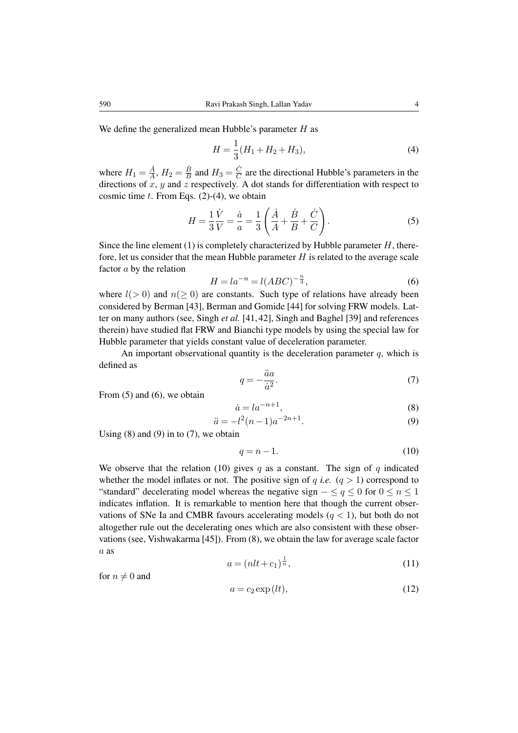We define the generalized mean Hubble's parameter $H$ as

$$H = \frac{1}{3}(H_1 + H_2 + H_3), \tag{4}$$

where $H_1 = \frac{\dot{A}}{A}$, $H_2 = \frac{\dot{B}}{B}$ and $H_3 = \frac{\dot{C}}{C}$ are the directional Hubble's parameters in the directions of $x$, $y$ and $z$ respectively. A dot stands for differentiation with respect to cosmic time $t$. From Eqs. (2)-(4), we obtain

$$H = \frac{1}{3}\frac{\dot{V}}{V} = \frac{\dot{a}}{a} = \frac{1}{3}\left(\frac{\dot{A}}{A} + \frac{\dot{B}}{B} + \frac{\dot{C}}{C}\right). \tag{5}$$

Since the line element (1) is completely characterized by Hubble parameter $H$, therefore, let us consider that the mean Hubble parameter $H$ is related to the average scale factor $a$ by the relation

$$H = la^{-n} = l(ABC)^{-\frac{n}{3}}, \tag{6}$$

where $l(>0)$ and $n(\geq 0)$ are constants. Such type of relations have already been considered by Berman [43], Berman and Gomide [44] for solving FRW models. Latter on many authors (see, Singh *et al.* [41, 42], Singh and Baghel [39] and references therein) have studied flat FRW and Bianchi type models by using the special law for Hubble parameter that yields constant value of deceleration parameter.

An important observational quantity is the deceleration parameter $q$, which is defined as

$$q = -\frac{\ddot{a}a}{\dot{a}^2}. \tag{7}$$

From (5) and (6), we obtain

$$\dot{a} = la^{-n+1}, \tag{8}$$

$$\ddot{a} = -l^2(n-1)a^{-2n+1}. \tag{9}$$

Using (8) and (9) in to (7), we obtain

$$q = n - 1. \tag{10}$$

We observe that the relation (10) gives $q$ as a constant. The sign of $q$ indicated whether the model inflates or not. The positive sign of $q$ *i.e.* $(q > 1)$ correspond to "standard" decelerating model whereas the negative sign $- \leq q \leq 0$ for $0 \leq n \leq 1$ indicates inflation. It is remarkable to mention here that though the current observations of SNe Ia and CMBR favours accelerating models $(q < 1)$, but both do not altogether rule out the decelerating ones which are also consistent with these observations (see, Vishwakarma [45]). From (8), we obtain the law for average scale factor $a$ as

$$a = (nlt + c_1)^{\frac{1}{n}}, \tag{11}$$

for $n \neq 0$ and

$$a = c_2 \exp{(lt)}, \tag{12}$$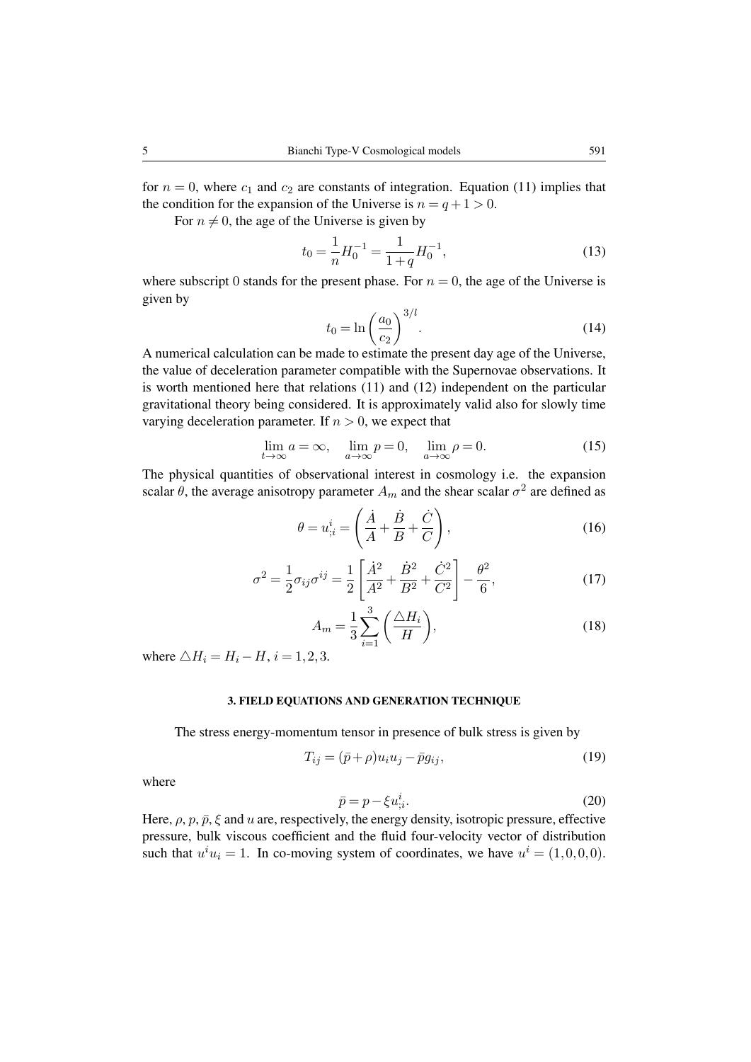for $n = 0$, where $c_1$ and $c_2$ are constants of integration. Equation (11) implies that the condition for the expansion of the Universe is $n = q + 1 > 0$.

For $n \neq 0$, the age of the Universe is given by

$$t_0 = \frac{1}{n} H_0^{-1} = \frac{1}{1+q} H_0^{-1}, \tag{13}$$

where subscript 0 stands for the present phase. For $n = 0$, the age of the Universe is given by

$$t_0 = \ln \left( \frac{a_0}{c_2} \right)^{3/l}. \tag{14}$$

A numerical calculation can be made to estimate the present day age of the Universe, the value of deceleration parameter compatible with the Supernovae observations. It is worth mentioned here that relations (11) and (12) independent on the particular gravitational theory being considered. It is approximately valid also for slowly time varying deceleration parameter. If $n > 0$, we expect that

$$\lim_{t \to \infty} a = \infty, \quad \lim_{a \to \infty} p = 0, \quad \lim_{a \to \infty} \rho = 0. \tag{15}$$

The physical quantities of observational interest in cosmology i.e. the expansion scalar $\theta$, the average anisotropy parameter $A_m$ and the shear scalar $\sigma^2$ are defined as

$$\theta = u^i_{;i} = \left( \frac{\dot{A}}{A} + \frac{\dot{B}}{B} + \frac{\dot{C}}{C} \right), \tag{16}$$

$$\sigma^2 = \frac{1}{2} \sigma_{ij} \sigma^{ij} = \frac{1}{2} \left[ \frac{\dot{A}^2}{A^2} + \frac{\dot{B}^2}{B^2} + \frac{\dot{C}^2}{C^2} \right] - \frac{\theta^2}{6}, \tag{17}$$

$$A_m = \frac{1}{3} \sum_{i=1}^{3} \left( \frac{\triangle H_i}{H} \right), \tag{18}$$

where $\triangle H_i = H_i - H$, $i = 1, 2, 3$.

### 3. FIELD EQUATIONS AND GENERATION TECHNIQUE

The stress energy-momentum tensor in presence of bulk stress is given by

$$T_{ij} = (\bar{p} + \rho) u_i u_j - \bar{p} g_{ij}, \tag{19}$$

where

$$\bar{p} = p - \xi u^i_{;i}. \tag{20}$$

Here, $\rho$, $p$, $\bar{p}$, $\xi$ and $u$ are, respectively, the energy density, isotropic pressure, effective pressure, bulk viscous coefficient and the fluid four-velocity vector of distribution such that $u^i u_i = 1$. In co-moving system of coordinates, we have $u^i = (1, 0, 0, 0)$.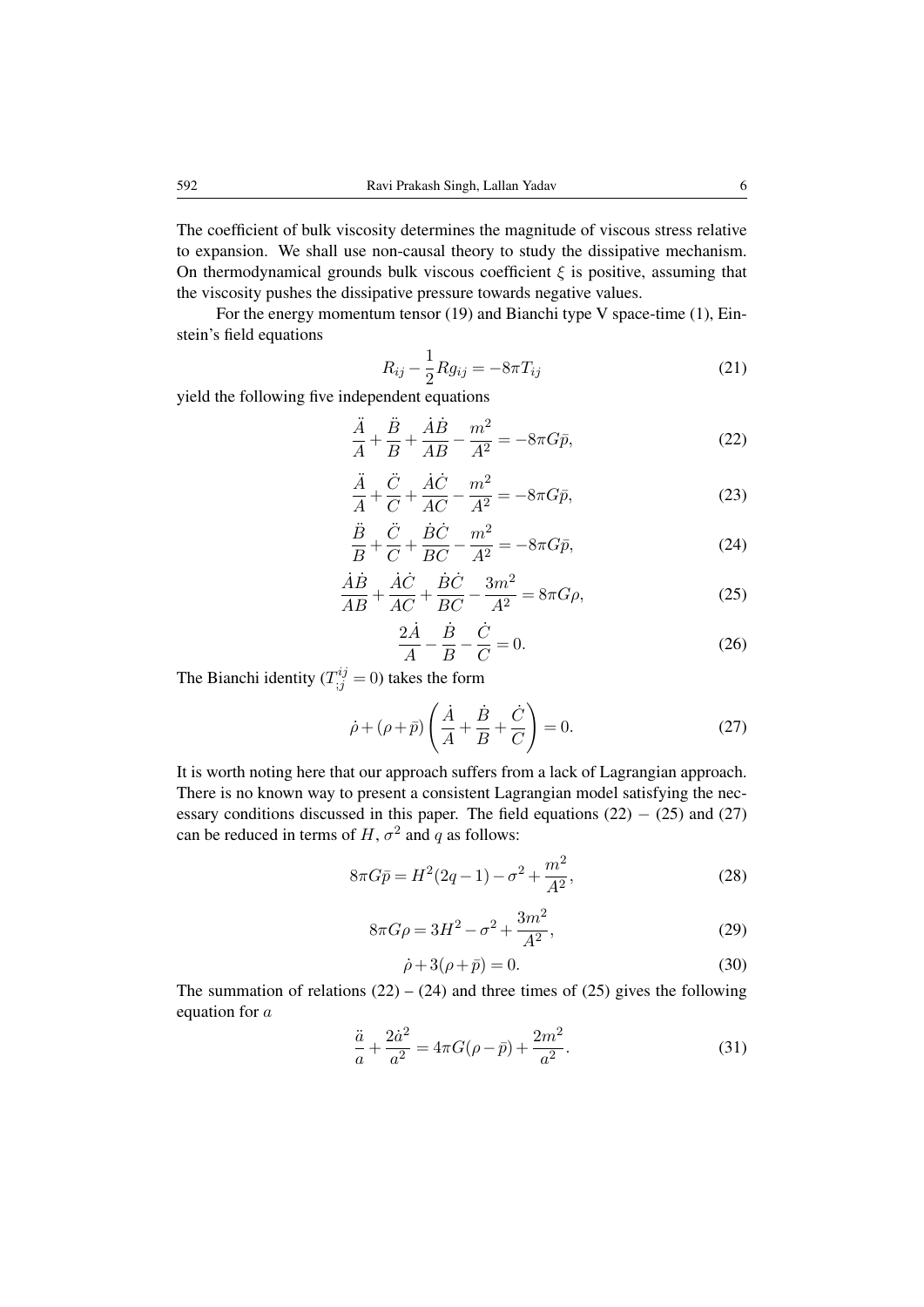The coefficient of bulk viscosity determines the magnitude of viscous stress relative to expansion. We shall use non-causal theory to study the dissipative mechanism. On thermodynamical grounds bulk viscous coefficient $\xi$ is positive, assuming that the viscosity pushes the dissipative pressure towards negative values.

For the energy momentum tensor (19) and Bianchi type V space-time (1), Einstein's field equations

$$R_{ij} - \frac{1}{2}Rg_{ij} = -8\pi T_{ij} \tag{21}$$

yield the following five independent equations

$$\frac{\ddot{A}}{A} + \frac{\ddot{B}}{B} + \frac{\dot{A}\dot{B}}{AB} - \frac{m^2}{A^2} = -8\pi G\bar{p}, \tag{22}$$

$$\frac{\ddot{A}}{A} + \frac{\ddot{C}}{C} + \frac{\dot{A}\dot{C}}{AC} - \frac{m^2}{A^2} = -8\pi G\bar{p}, \tag{23}$$

$$\frac{\ddot{B}}{B} + \frac{\ddot{C}}{C} + \frac{\dot{B}\dot{C}}{BC} - \frac{m^2}{A^2} = -8\pi G\bar{p}, \tag{24}$$

$$\frac{\dot{A}\dot{B}}{AB} + \frac{\dot{A}\dot{C}}{AC} + \frac{\dot{B}\dot{C}}{BC} - \frac{3m^2}{A^2} = 8\pi G\rho, \tag{25}$$

$$\frac{2\dot{A}}{A} - \frac{\dot{B}}{B} - \frac{\dot{C}}{C} = 0. \tag{26}$$

The Bianchi identity ($T^{ij}_{;j} = 0$) takes the form

$$\dot{\rho} + (\rho + \bar{p})\left(\frac{\dot{A}}{A} + \frac{\dot{B}}{B} + \frac{\dot{C}}{C}\right) = 0. \tag{27}$$

It is worth noting here that our approach suffers from a lack of Lagrangian approach. There is no known way to present a consistent Lagrangian model satisfying the necessary conditions discussed in this paper. The field equations (22) − (25) and (27) can be reduced in terms of $H$, $\sigma^2$ and $q$ as follows:

$$8\pi G\bar{p} = H^2(2q-1) - \sigma^2 + \frac{m^2}{A^2}, \tag{28}$$

$$8\pi G\rho = 3H^2 - \sigma^2 + \frac{3m^2}{A^2}, \tag{29}$$

$$\dot{\rho} + 3(\rho + \bar{p}) = 0. \tag{30}$$

The summation of relations (22) – (24) and three times of (25) gives the following equation for $a$

$$\frac{\ddot{a}}{a} + \frac{2\dot{a}^2}{a^2} = 4\pi G(\rho - \bar{p}) + \frac{2m^2}{a^2}. \tag{31}$$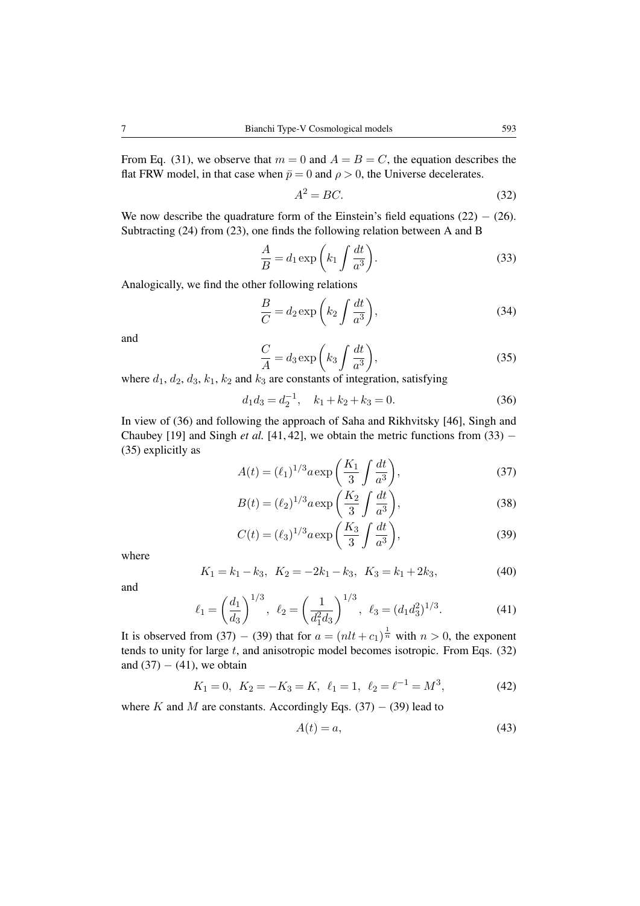From Eq. (31), we observe that $m = 0$ and $A = B = C$, the equation describes the flat FRW model, in that case when $\bar{p} = 0$ and $\rho > 0$, the Universe decelerates.

$$A^2 = BC. \tag{32}$$

We now describe the quadrature form of the Einstein's field equations $(22) - (26)$. Subtracting (24) from (23), one finds the following relation between A and B

$$\frac{A}{B} = d_1 \exp\left(k_1 \int \frac{dt}{a^3}\right). \tag{33}$$

Analogically, we find the other following relations

$$\frac{B}{C} = d_2 \exp\left(k_2 \int \frac{dt}{a^3}\right), \tag{34}$$

and

$$\frac{C}{A} = d_3 \exp\left(k_3 \int \frac{dt}{a^3}\right), \tag{35}$$

where $d_1$, $d_2$, $d_3$, $k_1$, $k_2$ and $k_3$ are constants of integration, satisfying

$$d_1 d_3 = d_2^{-1}, \quad k_1 + k_2 + k_3 = 0. \tag{36}$$

In view of (36) and following the approach of Saha and Rikhvitsky [46], Singh and Chaubey [19] and Singh *et al.* [41, 42], we obtain the metric functions from $(33) - (35)$ explicitly as

$$A(t) = (\ell_1)^{1/3} a \exp\left(\frac{K_1}{3} \int \frac{dt}{a^3}\right), \tag{37}$$

$$B(t) = (\ell_2)^{1/3} a \exp\left(\frac{K_2}{3} \int \frac{dt}{a^3}\right), \tag{38}$$

$$C(t) = (\ell_3)^{1/3} a \exp\left(\frac{K_3}{3} \int \frac{dt}{a^3}\right), \tag{39}$$

where

$$K_1 = k_1 - k_3, \;\; K_2 = -2k_1 - k_3, \;\; K_3 = k_1 + 2k_3, \tag{40}$$

and

$$\ell_1 = \left(\frac{d_1}{d_3}\right)^{1/3}, \;\; \ell_2 = \left(\frac{1}{d_1^2 d_3}\right)^{1/3}, \;\; \ell_3 = (d_1 d_3^2)^{1/3}. \tag{41}$$

It is observed from $(37) - (39)$ that for $a = (nlt + c_1)^{\frac{1}{n}}$ with $n > 0$, the exponent tends to unity for large $t$, and anisotropic model becomes isotropic. From Eqs. (32) and $(37) - (41)$, we obtain

$$K_1 = 0, \;\; K_2 = -K_3 = K, \;\; \ell_1 = 1, \;\; \ell_2 = \ell^{-1} = M^3, \tag{42}$$

where $K$ and $M$ are constants. Accordingly Eqs. $(37) - (39)$ lead to

$$A(t) = a, \tag{43}$$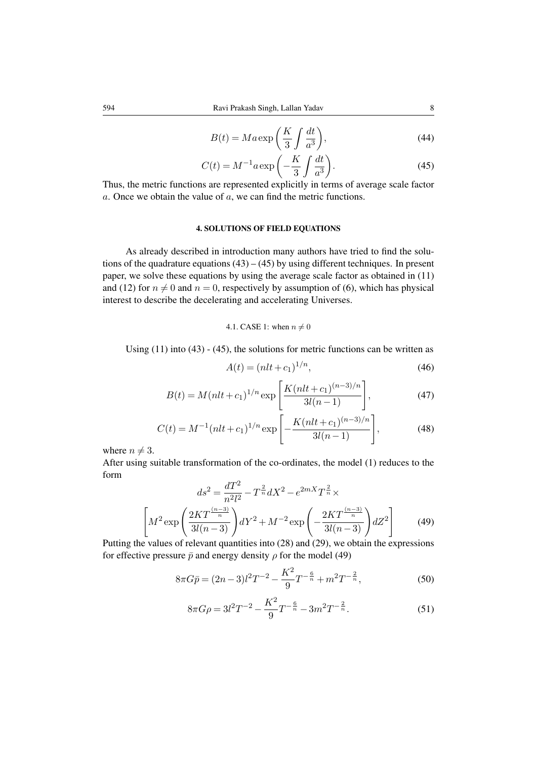$$B(t) = Ma \exp\left(\frac{K}{3}\int \frac{dt}{a^3}\right), \tag{44}$$

$$C(t) = M^{-1} a \exp\left(-\frac{K}{3}\int \frac{dt}{a^3}\right). \tag{45}$$

Thus, the metric functions are represented explicitly in terms of average scale factor $a$. Once we obtain the value of $a$, we can find the metric functions.

## 4. SOLUTIONS OF FIELD EQUATIONS

As already described in introduction many authors have tried to find the solutions of the quadrature equations (43) – (45) by using different techniques. In present paper, we solve these equations by using the average scale factor as obtained in (11) and (12) for $n \neq 0$ and $n = 0$, respectively by assumption of (6), which has physical interest to describe the decelerating and accelerating Universes.

### 4.1. CASE 1: when $n \neq 0$

Using (11) into (43) - (45), the solutions for metric functions can be written as

$$A(t) = (nlt + c_1)^{1/n}, \tag{46}$$

$$B(t) = M(nlt + c_1)^{1/n} \exp\left[\frac{K(nlt + c_1)^{(n-3)/n}}{3l(n-1)}\right], \tag{47}$$

$$C(t) = M^{-1}(nlt + c_1)^{1/n} \exp\left[-\frac{K(nlt + c_1)^{(n-3)/n}}{3l(n-1)}\right], \tag{48}$$

where $n \neq 3$.

After using suitable transformation of the co-ordinates, the model (1) reduces to the form

$$ds^2 = \frac{dT^2}{n^2 l^2} - T^{\frac{2}{n}} dX^2 - e^{2mX} T^{\frac{2}{n}} \times \left[M^2 \exp\left(\frac{2KT^{\frac{(n-3)}{n}}}{3l(n-3)}\right) dY^2 + M^{-2} \exp\left(-\frac{2KT^{\frac{(n-3)}{n}}}{3l(n-3)}\right) dZ^2\right] \tag{49}$$

Putting the values of relevant quantities into (28) and (29), we obtain the expressions for effective pressure $\bar{p}$ and energy density $\rho$ for the model (49)

$$8\pi G\bar{p} = (2n-3)l^2 T^{-2} - \frac{K^2}{9} T^{-\frac{6}{n}} + m^2 T^{-\frac{2}{n}}, \tag{50}$$

$$8\pi G\rho = 3l^2 T^{-2} - \frac{K^2}{9} T^{-\frac{6}{n}} - 3m^2 T^{-\frac{2}{n}}. \tag{51}$$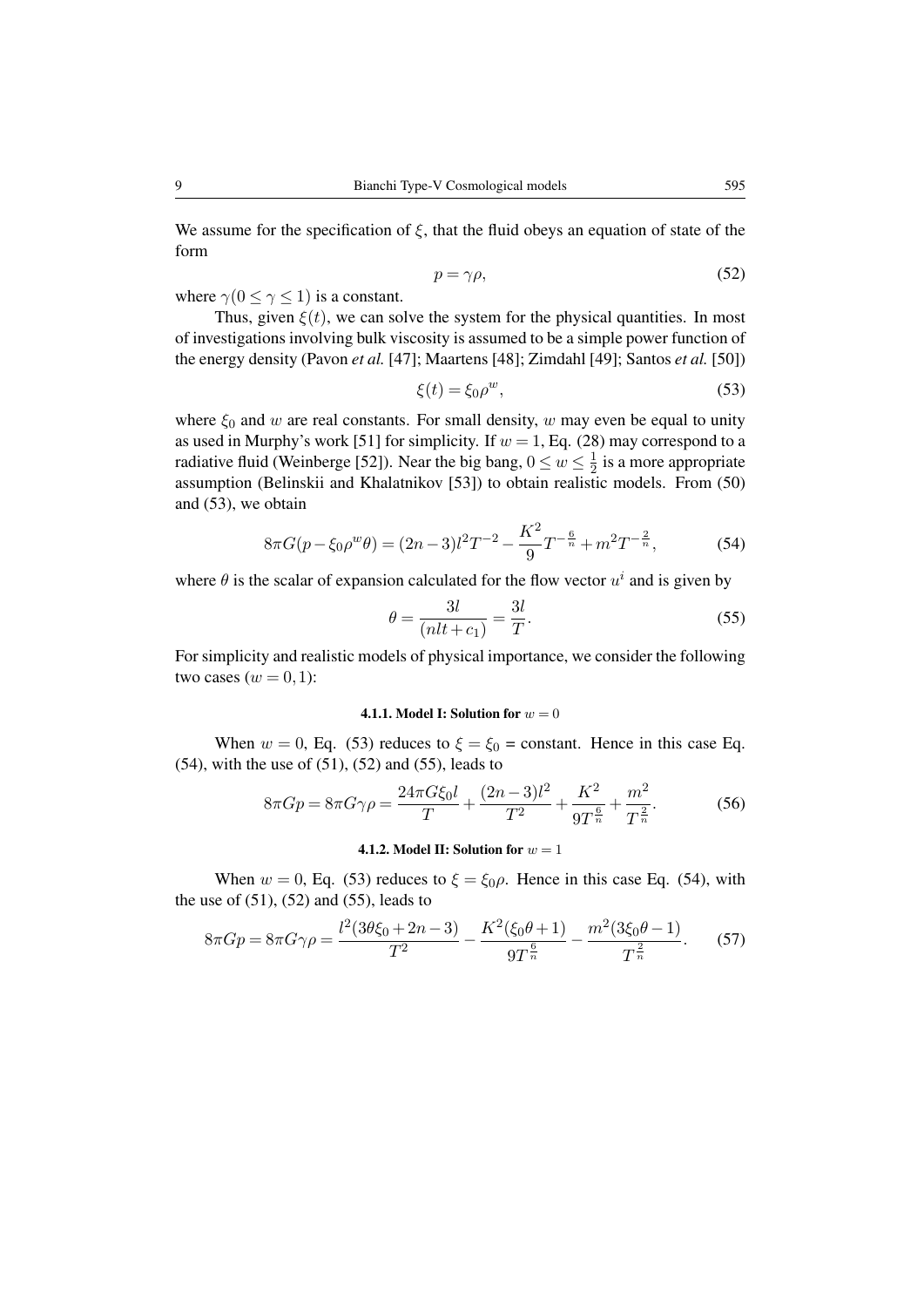We assume for the specification of $\xi$, that the fluid obeys an equation of state of the form

$$p = \gamma\rho, \tag{52}$$

where $\gamma (0 \leq \gamma \leq 1)$ is a constant.

Thus, given $\xi(t)$, we can solve the system for the physical quantities. In most of investigations involving bulk viscosity is assumed to be a simple power function of the energy density (Pavon *et al.* [47]; Maartens [48]; Zimdahl [49]; Santos *et al.* [50])

$$\xi(t) = \xi_0 \rho^w, \tag{53}$$

where $\xi_0$ and $w$ are real constants. For small density, $w$ may even be equal to unity as used in Murphy's work [51] for simplicity. If $w = 1$, Eq. (28) may correspond to a radiative fluid (Weinberge [52]). Near the big bang, $0 \leq w \leq \frac{1}{2}$ is a more appropriate assumption (Belinskii and Khalatnikov [53]) to obtain realistic models. From (50) and (53), we obtain

$$8\pi G(p - \xi_0 \rho^w \theta) = (2n-3)l^2 T^{-2} - \frac{K^2}{9} T^{-\frac{6}{n}} + m^2 T^{-\frac{2}{n}}, \tag{54}$$

where $\theta$ is the scalar of expansion calculated for the flow vector $u^i$ and is given by

$$\theta = \frac{3l}{(nlt + c_1)} = \frac{3l}{T}. \tag{55}$$

For simplicity and realistic models of physical importance, we consider the following two cases ($w = 0, 1$):

#### 4.1.1. Model I: Solution for $w = 0$

When $w = 0$, Eq. (53) reduces to $\xi = \xi_0$ = constant. Hence in this case Eq. (54), with the use of (51), (52) and (55), leads to

$$8\pi G p = 8\pi G \gamma \rho = \frac{24\pi G \xi_0 l}{T} + \frac{(2n-3)l^2}{T^2} + \frac{K^2}{9T^{\frac{6}{n}}} + \frac{m^2}{T^{\frac{2}{n}}}. \tag{56}$$

#### 4.1.2. Model II: Solution for $w = 1$

When $w = 0$, Eq. (53) reduces to $\xi = \xi_0 \rho$. Hence in this case Eq. (54), with the use of (51), (52) and (55), leads to

$$8\pi G p = 8\pi G \gamma \rho = \frac{l^2(3\theta\xi_0 + 2n - 3)}{T^2} - \frac{K^2(\xi_0\theta + 1)}{9T^{\frac{6}{n}}} - \frac{m^2(3\xi_0\theta - 1)}{T^{\frac{2}{n}}}. \tag{57}$$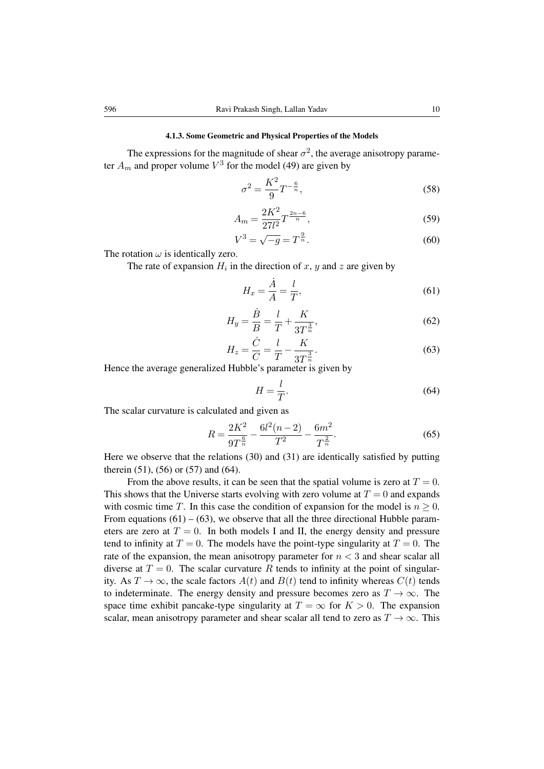#### 4.1.3. Some Geometric and Physical Properties of the Models

The expressions for the magnitude of shear $\sigma^2$, the average anisotropy parameter $A_m$ and proper volume $V^3$ for the model (49) are given by

$$\sigma^2 = \frac{K^2}{9} T^{-\frac{6}{n}}, \tag{58}$$

$$A_m = \frac{2K^2}{27l^2} T^{\frac{2n-6}{n}}, \tag{59}$$

$$V^3 = \sqrt{-g} = T^{\frac{9}{n}}. \tag{60}$$

The rotation $\omega$ is identically zero.

The rate of expansion $H_i$ in the direction of $x$, $y$ and $z$ are given by

$$H_x = \frac{\dot{A}}{A} = \frac{l}{T}, \tag{61}$$

$$H_y = \frac{\dot{B}}{B} = \frac{l}{T} + \frac{K}{3T^{\frac{3}{n}}}, \tag{62}$$

$$H_z = \frac{\dot{C}}{C} = \frac{l}{T} - \frac{K}{3T^{\frac{3}{n}}}. \tag{63}$$

Hence the average generalized Hubble's parameter is given by

$$H = \frac{l}{T}. \tag{64}$$

The scalar curvature is calculated and given as

$$R = \frac{2K^2}{9T^{\frac{6}{n}}} - \frac{6l^2(n-2)}{T^2} - \frac{6m^2}{T^{\frac{2}{n}}}. \tag{65}$$

Here we observe that the relations (30) and (31) are identically satisfied by putting therein (51), (56) or (57) and (64).

From the above results, it can be seen that the spatial volume is zero at $T = 0$. This shows that the Universe starts evolving with zero volume at $T = 0$ and expands with cosmic time $T$. In this case the condition of expansion for the model is $n \geq 0$. From equations (61) – (63), we observe that all the three directional Hubble parameters are zero at $T = 0$. In both models I and II, the energy density and pressure tend to infinity at $T = 0$. The models have the point-type singularity at $T = 0$. The rate of the expansion, the mean anisotropy parameter for $n < 3$ and shear scalar all diverse at $T = 0$. The scalar curvature $R$ tends to infinity at the point of singularity. As $T \to \infty$, the scale factors $A(t)$ and $B(t)$ tend to infinity whereas $C(t)$ tends to indeterminate. The energy density and pressure becomes zero as $T \to \infty$. The space time exhibit pancake-type singularity at $T = \infty$ for $K > 0$. The expansion scalar, mean anisotropy parameter and shear scalar all tend to zero as $T \to \infty$. This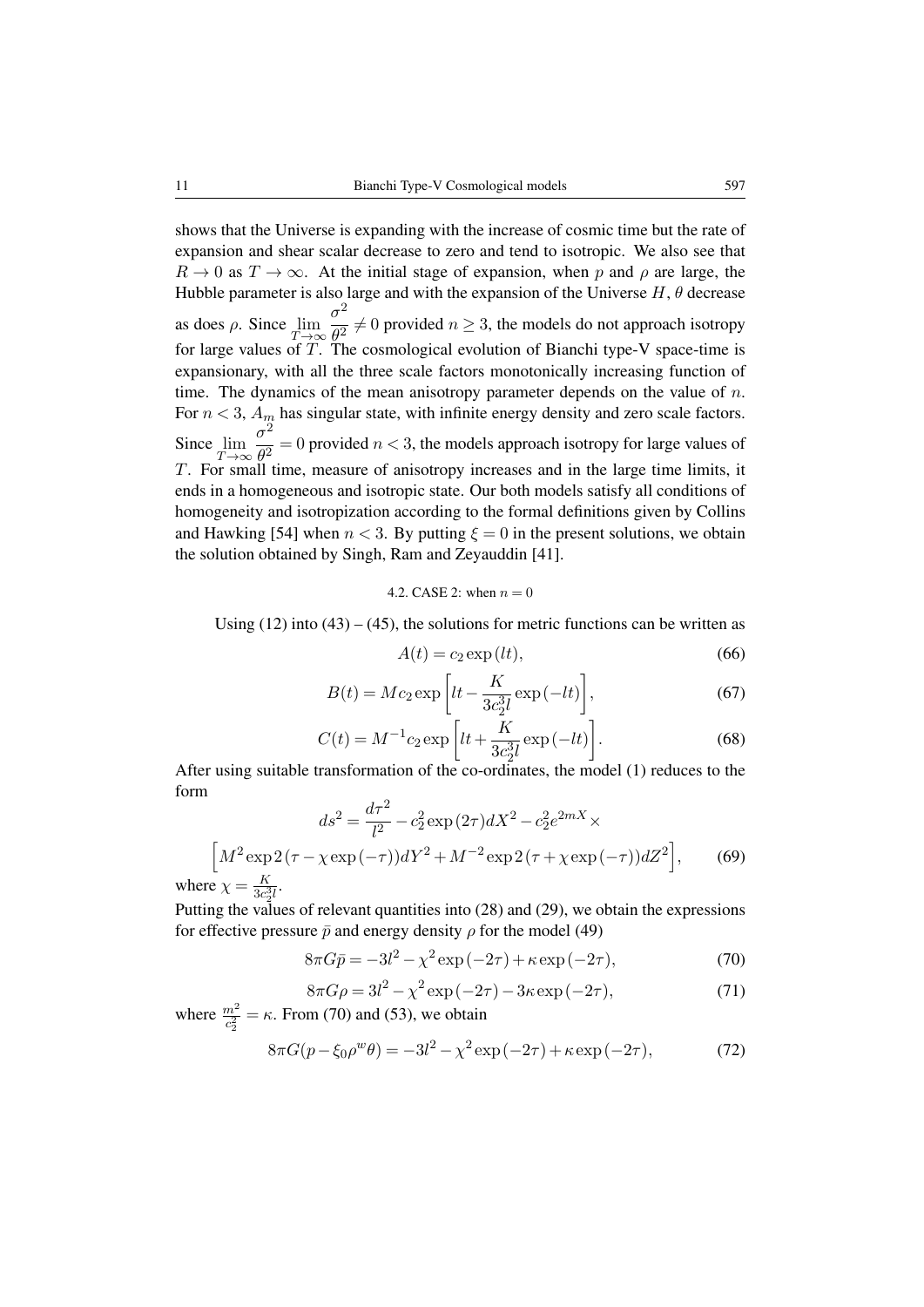shows that the Universe is expanding with the increase of cosmic time but the rate of expansion and shear scalar decrease to zero and tend to isotropic. We also see that $R \to 0$ as $T \to \infty$. At the initial stage of expansion, when $p$ and $\rho$ are large, the Hubble parameter is also large and with the expansion of the Universe $H$, $\theta$ decrease as does $\rho$. Since $\lim_{T\to\infty} \dfrac{\sigma^2}{\theta^2} \neq 0$ provided $n \geq 3$, the models do not approach isotropy for large values of $T$. The cosmological evolution of Bianchi type-V space-time is expansionary, with all the three scale factors monotonically increasing function of time. The dynamics of the mean anisotropy parameter depends on the value of $n$. For $n < 3$, $A_m$ has singular state, with infinite energy density and zero scale factors. Since $\lim_{T\to\infty} \dfrac{\sigma^2}{\theta^2} = 0$ provided $n < 3$, the models approach isotropy for large values of $T$. For small time, measure of anisotropy increases and in the large time limits, it ends in a homogeneous and isotropic state. Our both models satisfy all conditions of homogeneity and isotropization according to the formal definitions given by Collins and Hawking [54] when $n < 3$. By putting $\xi = 0$ in the present solutions, we obtain the solution obtained by Singh, Ram and Zeyauddin [41].

### 4.2. CASE 2: when $n = 0$

Using (12) into (43) – (45), the solutions for metric functions can be written as

$$A(t) = c_2 \exp(lt), \tag{66}$$

$$B(t) = M c_2 \exp\left[lt - \frac{K}{3c_2^3 l}\exp(-lt)\right], \tag{67}$$

$$C(t) = M^{-1} c_2 \exp\left[lt + \frac{K}{3c_2^3 l}\exp(-lt)\right]. \tag{68}$$

After using suitable transformation of the co-ordinates, the model (1) reduces to the form

$$ds^2 = \frac{d\tau^2}{l^2} - c_2^2 \exp(2\tau) dX^2 - c_2^2 e^{2mX} \times$$
$$\Big[M^2 \exp 2(\tau - \chi \exp(-\tau)) dY^2 + M^{-2} \exp 2(\tau + \chi \exp(-\tau)) dZ^2\Big], \tag{69}$$

where $\chi = \frac{K}{3c_2^3 l}$.

Putting the values of relevant quantities into (28) and (29), we obtain the expressions for effective pressure $\bar{p}$ and energy density $\rho$ for the model (49)

$$8\pi G \bar{p} = -3l^2 - \chi^2 \exp(-2\tau) + \kappa \exp(-2\tau), \tag{70}$$

$$8\pi G \rho = 3l^2 - \chi^2 \exp(-2\tau) - 3\kappa \exp(-2\tau), \tag{71}$$

where $\frac{m^2}{c_2^2} = \kappa$. From (70) and (53), we obtain

$$8\pi G (p - \xi_0 \rho^w \theta) = -3l^2 - \chi^2 \exp(-2\tau) + \kappa \exp(-2\tau), \tag{72}$$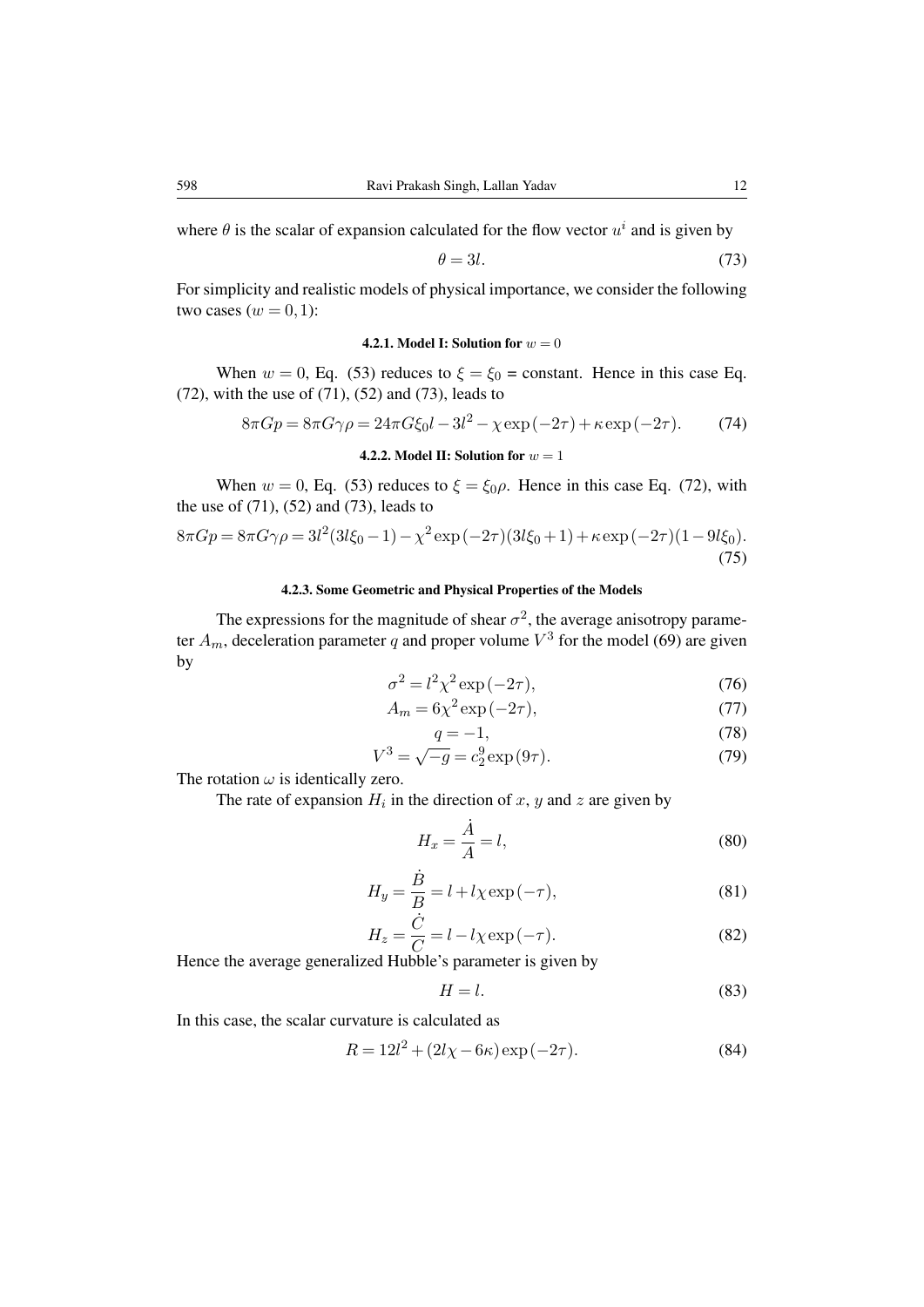where $\theta$ is the scalar of expansion calculated for the flow vector $u^i$ and is given by

$$\theta = 3l. \tag{73}$$

For simplicity and realistic models of physical importance, we consider the following two cases ($w = 0, 1$):

#### 4.2.1. Model I: Solution for $w = 0$

When $w = 0$, Eq. (53) reduces to $\xi = \xi_0$ = constant. Hence in this case Eq. (72), with the use of (71), (52) and (73), leads to

$$8\pi G p = 8\pi G \gamma \rho = 24\pi G \xi_0 l - 3l^2 - \chi \exp(-2\tau) + \kappa \exp(-2\tau). \tag{74}$$

#### 4.2.2. Model II: Solution for $w = 1$

When $w = 0$, Eq. (53) reduces to $\xi = \xi_0 \rho$. Hence in this case Eq. (72), with the use of (71), (52) and (73), leads to

$$8\pi G p = 8\pi G \gamma \rho = 3l^2(3l\xi_0 - 1) - \chi^2 \exp(-2\tau)(3l\xi_0 + 1) + \kappa \exp(-2\tau)(1 - 9l\xi_0). \tag{75}$$

#### 4.2.3. Some Geometric and Physical Properties of the Models

The expressions for the magnitude of shear $\sigma^2$, the average anisotropy parameter $A_m$, deceleration parameter $q$ and proper volume $V^3$ for the model (69) are given by

$$\sigma^2 = l^2 \chi^2 \exp(-2\tau), \tag{76}$$

$$A_m = 6\chi^2 \exp(-2\tau), \tag{77}$$

$$q = -1, \tag{78}$$

$$V^3 = \sqrt{-g} = c_2^9 \exp(9\tau). \tag{79}$$

The rotation $\omega$ is identically zero.

The rate of expansion $H_i$ in the direction of $x$, $y$ and $z$ are given by

$$H_x = \frac{\dot{A}}{A} = l, \tag{80}$$

$$H_y = \frac{\dot{B}}{B} = l + l\chi \exp(-\tau), \tag{81}$$

$$H_z = \frac{\dot{C}}{C} = l - l\chi \exp(-\tau). \tag{82}$$

Hence the average generalized Hubble's parameter is given by

$$H = l. \tag{83}$$

In this case, the scalar curvature is calculated as

$$R = 12l^2 + (2l\chi - 6\kappa)\exp(-2\tau). \tag{84}$$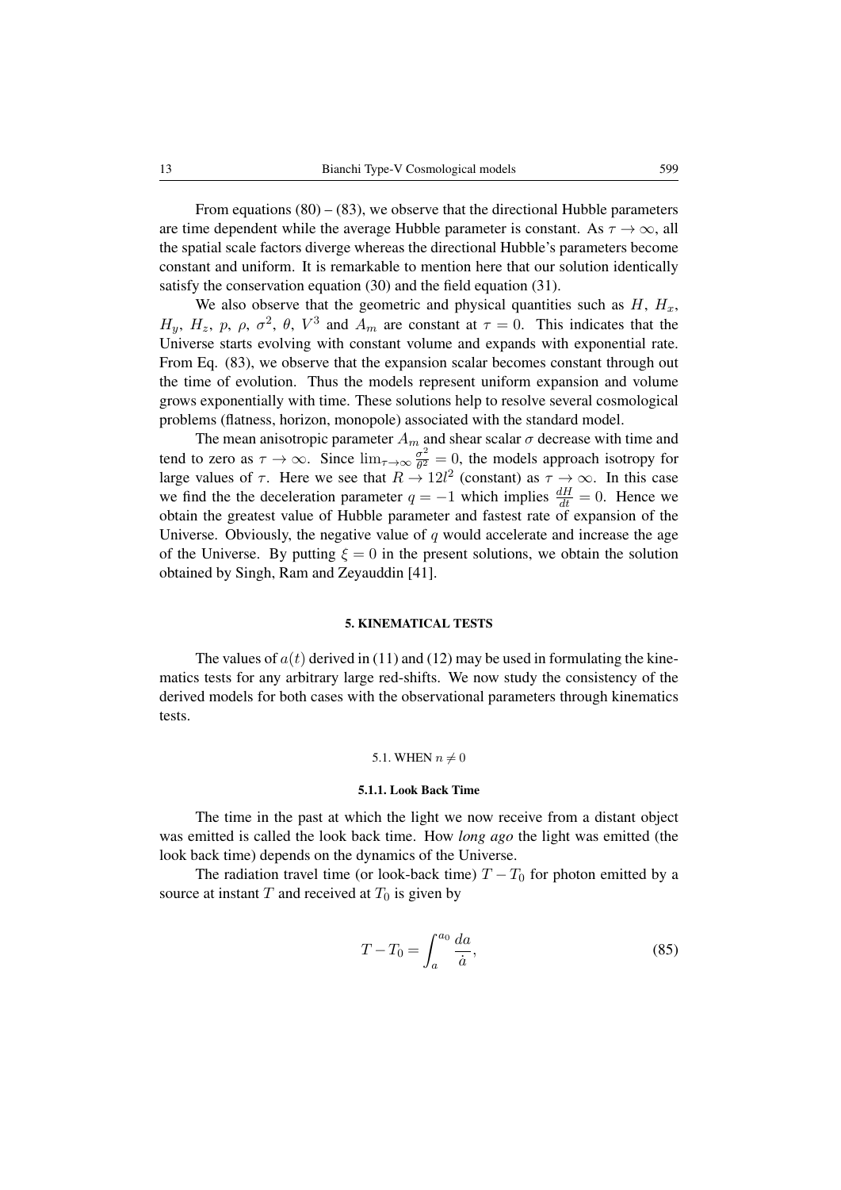From equations (80) – (83), we observe that the directional Hubble parameters are time dependent while the average Hubble parameter is constant. As $\tau \to \infty$, all the spatial scale factors diverge whereas the directional Hubble's parameters become constant and uniform. It is remarkable to mention here that our solution identically satisfy the conservation equation (30) and the field equation (31).

We also observe that the geometric and physical quantities such as $H$, $H_x$, $H_y$, $H_z$, $p$, $\rho$, $\sigma^2$, $\theta$, $V^3$ and $A_m$ are constant at $\tau = 0$. This indicates that the Universe starts evolving with constant volume and expands with exponential rate. From Eq. (83), we observe that the expansion scalar becomes constant through out the time of evolution. Thus the models represent uniform expansion and volume grows exponentially with time. These solutions help to resolve several cosmological problems (flatness, horizon, monopole) associated with the standard model.

The mean anisotropic parameter $A_m$ and shear scalar $\sigma$ decrease with time and tend to zero as $\tau \to \infty$. Since $\lim_{\tau\to\infty} \frac{\sigma^2}{\theta^2} = 0$, the models approach isotropy for large values of $\tau$. Here we see that $R \to 12l^2$ (constant) as $\tau \to \infty$. In this case we find the the deceleration parameter $q = -1$ which implies $\frac{dH}{dt} = 0$. Hence we obtain the greatest value of Hubble parameter and fastest rate of expansion of the Universe. Obviously, the negative value of $q$ would accelerate and increase the age of the Universe. By putting $\xi = 0$ in the present solutions, we obtain the solution obtained by Singh, Ram and Zeyauddin [41].

## 5. KINEMATICAL TESTS

The values of $a(t)$ derived in (11) and (12) may be used in formulating the kinematics tests for any arbitrary large red-shifts. We now study the consistency of the derived models for both cases with the observational parameters through kinematics tests.

### 5.1. WHEN $n \neq 0$

#### 5.1.1. Look Back Time

The time in the past at which the light we now receive from a distant object was emitted is called the look back time. How *long ago* the light was emitted (the look back time) depends on the dynamics of the Universe.

The radiation travel time (or look-back time) $T - T_0$ for photon emitted by a source at instant $T$ and received at $T_0$ is given by

$$T - T_0 = \int_a^{a_0} \frac{da}{\dot{a}}, \tag{85}$$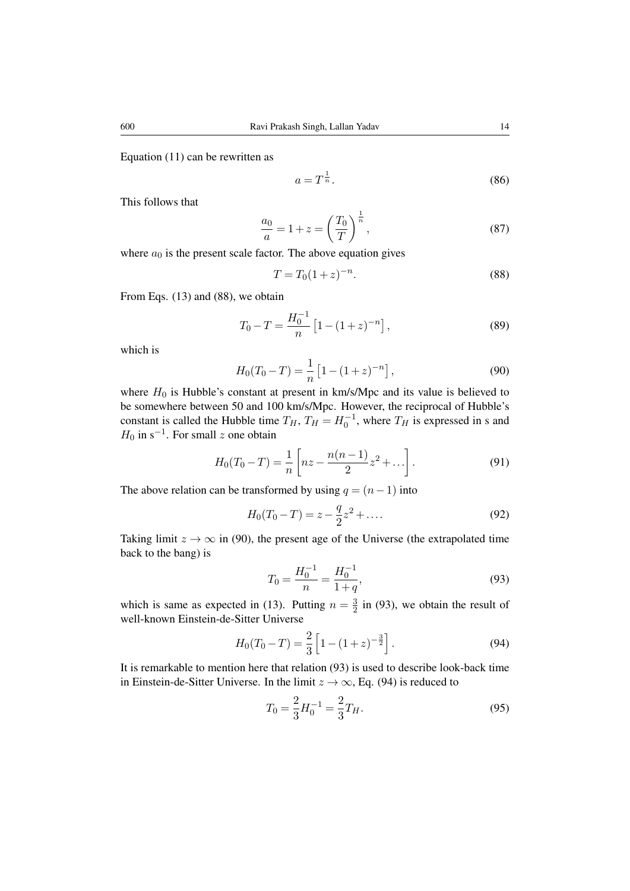Equation (11) can be rewritten as

$$a = T^{\frac{1}{n}}. \tag{86}$$

This follows that

$$\frac{a_0}{a} = 1 + z = \left(\frac{T_0}{T}\right)^{\frac{1}{n}}, \tag{87}$$

where $a_0$ is the present scale factor. The above equation gives

$$T = T_0(1+z)^{-n}. \tag{88}$$

From Eqs. (13) and (88), we obtain

$$T_0 - T = \frac{H_0^{-1}}{n}\left[1 - (1+z)^{-n}\right], \tag{89}$$

which is

$$H_0(T_0 - T) = \frac{1}{n}\left[1 - (1+z)^{-n}\right], \tag{90}$$

where $H_0$ is Hubble's constant at present in km/s/Mpc and its value is believed to be somewhere between 50 and 100 km/s/Mpc. However, the reciprocal of Hubble's constant is called the Hubble time $T_H$, $T_H = H_0^{-1}$, where $T_H$ is expressed in s and $H_0$ in $\mathrm{s}^{-1}$. For small $z$ one obtain

$$H_0(T_0 - T) = \frac{1}{n}\left[nz - \frac{n(n-1)}{2}z^2 + \ldots\right]. \tag{91}$$

The above relation can be transformed by using $q = (n-1)$ into

$$H_0(T_0 - T) = z - \frac{q}{2}z^2 + \ldots. \tag{92}$$

Taking limit $z \to \infty$ in (90), the present age of the Universe (the extrapolated time back to the bang) is

$$T_0 = \frac{H_0^{-1}}{n} = \frac{H_0^{-1}}{1+q}, \tag{93}$$

which is same as expected in (13). Putting $n = \frac{3}{2}$ in (93), we obtain the result of well-known Einstein-de-Sitter Universe

$$H_0(T_0 - T) = \frac{2}{3}\left[1 - (1+z)^{-\frac{3}{2}}\right]. \tag{94}$$

It is remarkable to mention here that relation (93) is used to describe look-back time in Einstein-de-Sitter Universe. In the limit $z \to \infty$, Eq. (94) is reduced to

$$T_0 = \frac{2}{3}H_0^{-1} = \frac{2}{3}T_H. \tag{95}$$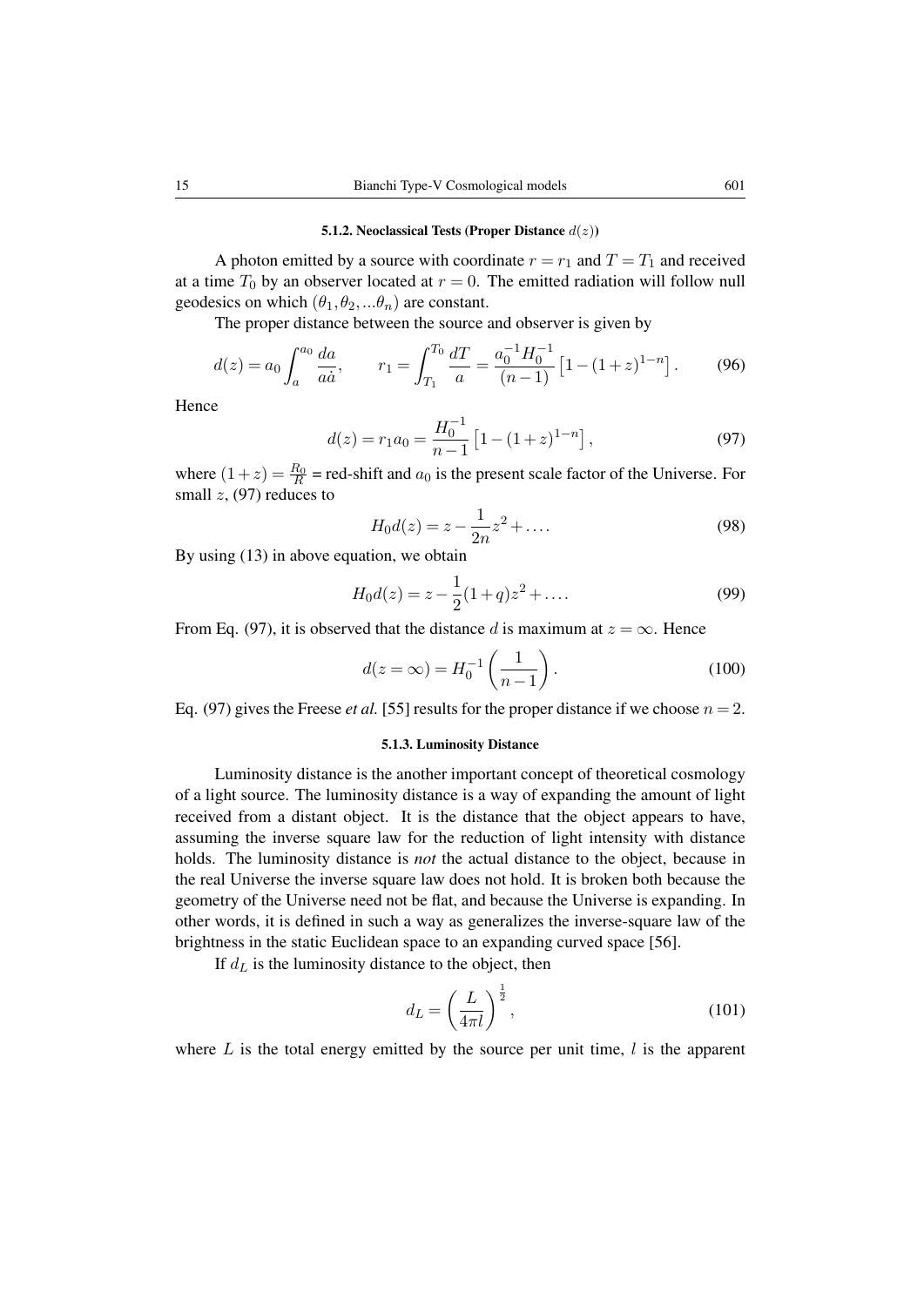#### 5.1.2. Neoclassical Tests (Proper Distance $d(z)$)

A photon emitted by a source with coordinate $r = r_1$ and $T = T_1$ and received at a time $T_0$ by an observer located at $r = 0$. The emitted radiation will follow null geodesics on which $(\theta_1, \theta_2, ...\theta_n)$ are constant.

The proper distance between the source and observer is given by

$$d(z) = a_0 \int_a^{a_0} \frac{da}{a\dot{a}}, \qquad r_1 = \int_{T_1}^{T_0} \frac{dT}{a} = \frac{a_0^{-1} H_0^{-1}}{(n-1)} \left[1 - (1+z)^{1-n}\right]. \tag{96}$$

Hence

$$d(z) = r_1 a_0 = \frac{H_0^{-1}}{n-1} \left[1 - (1+z)^{1-n}\right], \tag{97}$$

where $(1+z) = \frac{R_0}{R}$ = red-shift and $a_0$ is the present scale factor of the Universe. For small $z$, (97) reduces to

$$H_0 d(z) = z - \frac{1}{2n} z^2 + \ldots. \tag{98}$$

By using (13) in above equation, we obtain

$$H_0 d(z) = z - \frac{1}{2}(1+q) z^2 + \ldots. \tag{99}$$

From Eq. (97), it is observed that the distance $d$ is maximum at $z = \infty$. Hence

$$d(z = \infty) = H_0^{-1} \left(\frac{1}{n-1}\right). \tag{100}$$

Eq. (97) gives the Freese *et al.* [55] results for the proper distance if we choose $n = 2$.

#### 5.1.3. Luminosity Distance

Luminosity distance is the another important concept of theoretical cosmology of a light source. The luminosity distance is a way of expanding the amount of light received from a distant object. It is the distance that the object appears to have, assuming the inverse square law for the reduction of light intensity with distance holds. The luminosity distance is *not* the actual distance to the object, because in the real Universe the inverse square law does not hold. It is broken both because the geometry of the Universe need not be flat, and because the Universe is expanding. In other words, it is defined in such a way as generalizes the inverse-square law of the brightness in the static Euclidean space to an expanding curved space [56].

If $d_L$ is the luminosity distance to the object, then

$$d_L = \left(\frac{L}{4\pi l}\right)^{\frac{1}{2}}, \tag{101}$$

where $L$ is the total energy emitted by the source per unit time, $l$ is the apparent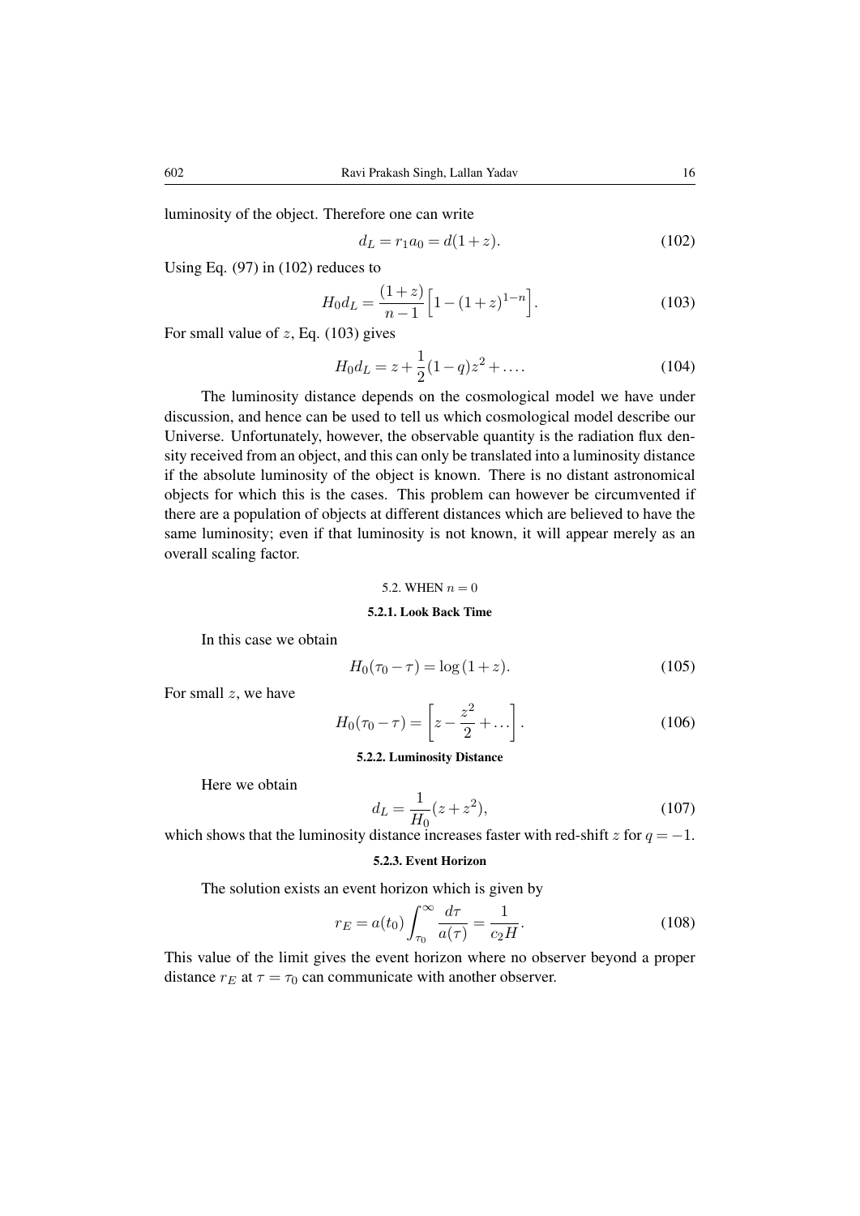luminosity of the object. Therefore one can write

$$d_L = r_1 a_0 = d(1+z). \tag{102}$$

Using Eq. (97) in (102) reduces to

$$H_0 d_L = \frac{(1+z)}{n-1}\Big[1-(1+z)^{1-n}\Big]. \tag{103}$$

For small value of $z$, Eq. (103) gives

$$H_0 d_L = z + \frac{1}{2}(1-q)z^2 + \ldots. \tag{104}$$

The luminosity distance depends on the cosmological model we have under discussion, and hence can be used to tell us which cosmological model describe our Universe. Unfortunately, however, the observable quantity is the radiation flux density received from an object, and this can only be translated into a luminosity distance if the absolute luminosity of the object is known. There is no distant astronomical objects for which this is the cases. This problem can however be circumvented if there are a population of objects at different distances which are believed to have the same luminosity; even if that luminosity is not known, it will appear merely as an overall scaling factor.

## 5.2. WHEN $n = 0$

### 5.2.1. Look Back Time

In this case we obtain

$$H_0(\tau_0 - \tau) = \log(1+z). \tag{105}$$

For small $z$, we have

$$H_0(\tau_0 - \tau) = \left[z - \frac{z^2}{2} + \ldots\right]. \tag{106}$$

### 5.2.2. Luminosity Distance

Here we obtain

$$d_L = \frac{1}{H_0}(z + z^2), \tag{107}$$

which shows that the luminosity distance increases faster with red-shift $z$ for $q = -1$.

### 5.2.3. Event Horizon

The solution exists an event horizon which is given by

$$r_E = a(t_0)\int_{\tau_0}^{\infty}\frac{d\tau}{a(\tau)} = \frac{1}{c_2 H}. \tag{108}$$

This value of the limit gives the event horizon where no observer beyond a proper distance $r_E$ at $\tau = \tau_0$ can communicate with another observer.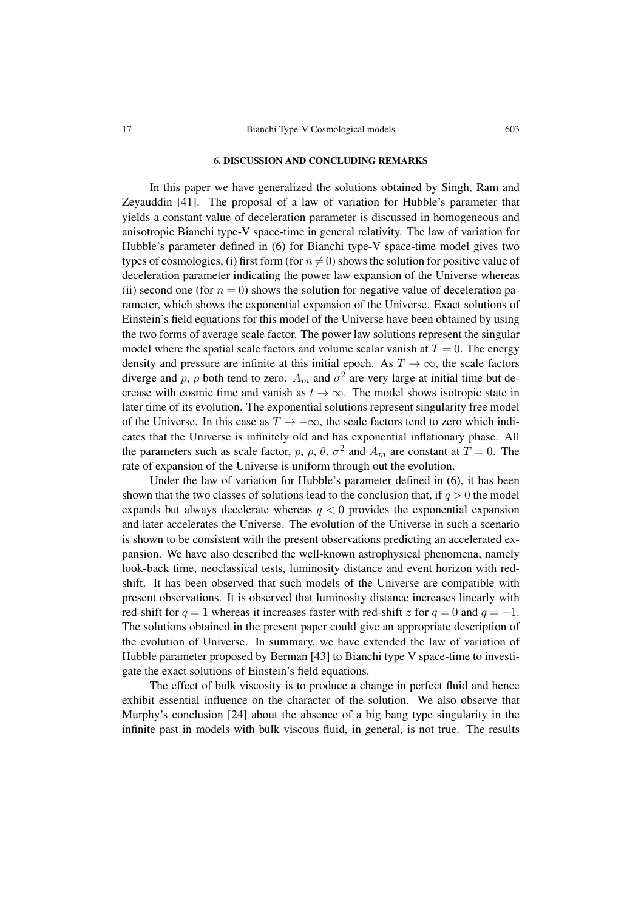## 6. DISCUSSION AND CONCLUDING REMARKS

In this paper we have generalized the solutions obtained by Singh, Ram and Zeyauddin [41]. The proposal of a law of variation for Hubble's parameter that yields a constant value of deceleration parameter is discussed in homogeneous and anisotropic Bianchi type-V space-time in general relativity. The law of variation for Hubble's parameter defined in (6) for Bianchi type-V space-time model gives two types of cosmologies, (i) first form (for $n \neq 0$) shows the solution for positive value of deceleration parameter indicating the power law expansion of the Universe whereas (ii) second one (for $n = 0$) shows the solution for negative value of deceleration parameter, which shows the exponential expansion of the Universe. Exact solutions of Einstein's field equations for this model of the Universe have been obtained by using the two forms of average scale factor. The power law solutions represent the singular model where the spatial scale factors and volume scalar vanish at $T = 0$. The energy density and pressure are infinite at this initial epoch. As $T \to \infty$, the scale factors diverge and $p$, $\rho$ both tend to zero. $A_m$ and $\sigma^2$ are very large at initial time but decrease with cosmic time and vanish as $t \to \infty$. The model shows isotropic state in later time of its evolution. The exponential solutions represent singularity free model of the Universe. In this case as $T \to -\infty$, the scale factors tend to zero which indicates that the Universe is infinitely old and has exponential inflationary phase. All the parameters such as scale factor, $p$, $\rho$, $\theta$, $\sigma^2$ and $A_m$ are constant at $T = 0$. The rate of expansion of the Universe is uniform through out the evolution.

Under the law of variation for Hubble's parameter defined in (6), it has been shown that the two classes of solutions lead to the conclusion that, if $q > 0$ the model expands but always decelerate whereas $q < 0$ provides the exponential expansion and later accelerates the Universe. The evolution of the Universe in such a scenario is shown to be consistent with the present observations predicting an accelerated expansion. We have also described the well-known astrophysical phenomena, namely look-back time, neoclassical tests, luminosity distance and event horizon with redshift. It has been observed that such models of the Universe are compatible with present observations. It is observed that luminosity distance increases linearly with red-shift for $q = 1$ whereas it increases faster with red-shift $z$ for $q = 0$ and $q = -1$. The solutions obtained in the present paper could give an appropriate description of the evolution of Universe. In summary, we have extended the law of variation of Hubble parameter proposed by Berman [43] to Bianchi type V space-time to investigate the exact solutions of Einstein's field equations.

The effect of bulk viscosity is to produce a change in perfect fluid and hence exhibit essential influence on the character of the solution. We also observe that Murphy's conclusion [24] about the absence of a big bang type singularity in the infinite past in models with bulk viscous fluid, in general, is not true. The results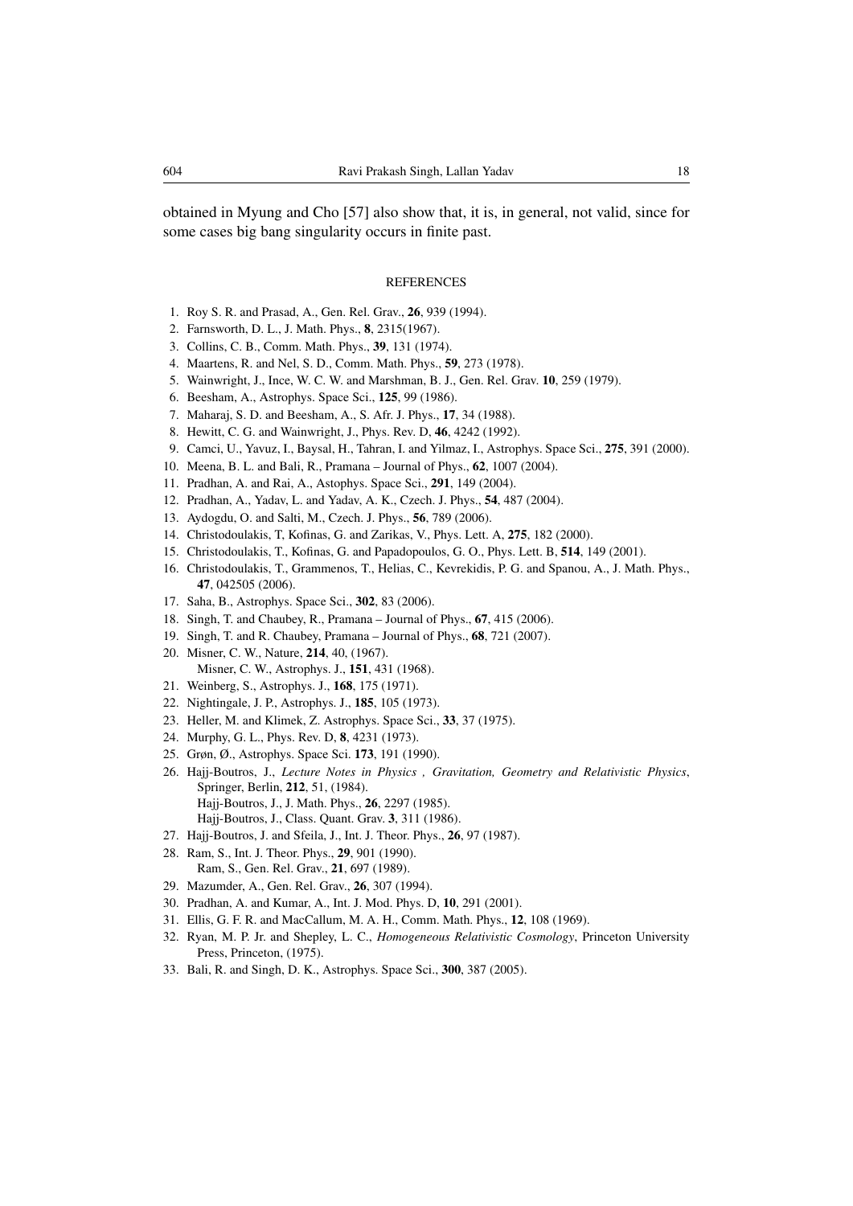obtained in Myung and Cho [57] also show that, it is, in general, not valid, since for some cases big bang singularity occurs in finite past.

## REFERENCES

1. Roy S. R. and Prasad, A., Gen. Rel. Grav., **26**, 939 (1994).
2. Farnsworth, D. L., J. Math. Phys., **8**, 2315(1967).
3. Collins, C. B., Comm. Math. Phys., **39**, 131 (1974).
4. Maartens, R. and Nel, S. D., Comm. Math. Phys., **59**, 273 (1978).
5. Wainwright, J., Ince, W. C. W. and Marshman, B. J., Gen. Rel. Grav. **10**, 259 (1979).
6. Beesham, A., Astrophys. Space Sci., **125**, 99 (1986).
7. Maharaj, S. D. and Beesham, A., S. Afr. J. Phys., **17**, 34 (1988).
8. Hewitt, C. G. and Wainwright, J., Phys. Rev. D, **46**, 4242 (1992).
9. Camci, U., Yavuz, I., Baysal, H., Tahran, I. and Yilmaz, I., Astrophys. Space Sci., **275**, 391 (2000).
10. Meena, B. L. and Bali, R., Pramana – Journal of Phys., **62**, 1007 (2004).
11. Pradhan, A. and Rai, A., Astophys. Space Sci., **291**, 149 (2004).
12. Pradhan, A., Yadav, L. and Yadav, A. K., Czech. J. Phys., **54**, 487 (2004).
13. Aydogdu, O. and Salti, M., Czech. J. Phys., **56**, 789 (2006).
14. Christodoulakis, T, Kofinas, G. and Zarikas, V., Phys. Lett. A, **275**, 182 (2000).
15. Christodoulakis, T., Kofinas, G. and Papadopoulos, G. O., Phys. Lett. B, **514**, 149 (2001).
16. Christodoulakis, T., Grammenos, T., Helias, C., Kevrekidis, P. G. and Spanou, A., J. Math. Phys., **47**, 042505 (2006).
17. Saha, B., Astrophys. Space Sci., **302**, 83 (2006).
18. Singh, T. and Chaubey, R., Pramana – Journal of Phys., **67**, 415 (2006).
19. Singh, T. and R. Chaubey, Pramana – Journal of Phys., **68**, 721 (2007).
20. Misner, C. W., Nature, **214**, 40, (1967).
    Misner, C. W., Astrophys. J., **151**, 431 (1968).
21. Weinberg, S., Astrophys. J., **168**, 175 (1971).
22. Nightingale, J. P., Astrophys. J., **185**, 105 (1973).
23. Heller, M. and Klimek, Z. Astrophys. Space Sci., **33**, 37 (1975).
24. Murphy, G. L., Phys. Rev. D, **8**, 4231 (1973).
25. Grøn, Ø., Astrophys. Space Sci. **173**, 191 (1990).
26. Hajj-Boutros, J., *Lecture Notes in Physics , Gravitation, Geometry and Relativistic Physics*, Springer, Berlin, **212**, 51, (1984).
    Hajj-Boutros, J., J. Math. Phys., **26**, 2297 (1985).
    Hajj-Boutros, J., Class. Quant. Grav. **3**, 311 (1986).
27. Hajj-Boutros, J. and Sfeila, J., Int. J. Theor. Phys., **26**, 97 (1987).
28. Ram, S., Int. J. Theor. Phys., **29**, 901 (1990).
    Ram, S., Gen. Rel. Grav., **21**, 697 (1989).
29. Mazumder, A., Gen. Rel. Grav., **26**, 307 (1994).
30. Pradhan, A. and Kumar, A., Int. J. Mod. Phys. D, **10**, 291 (2001).
31. Ellis, G. F. R. and MacCallum, M. A. H., Comm. Math. Phys., **12**, 108 (1969).
32. Ryan, M. P. Jr. and Shepley, L. C., *Homogeneous Relativistic Cosmology*, Princeton University Press, Princeton, (1975).
33. Bali, R. and Singh, D. K., Astrophys. Space Sci., **300**, 387 (2005).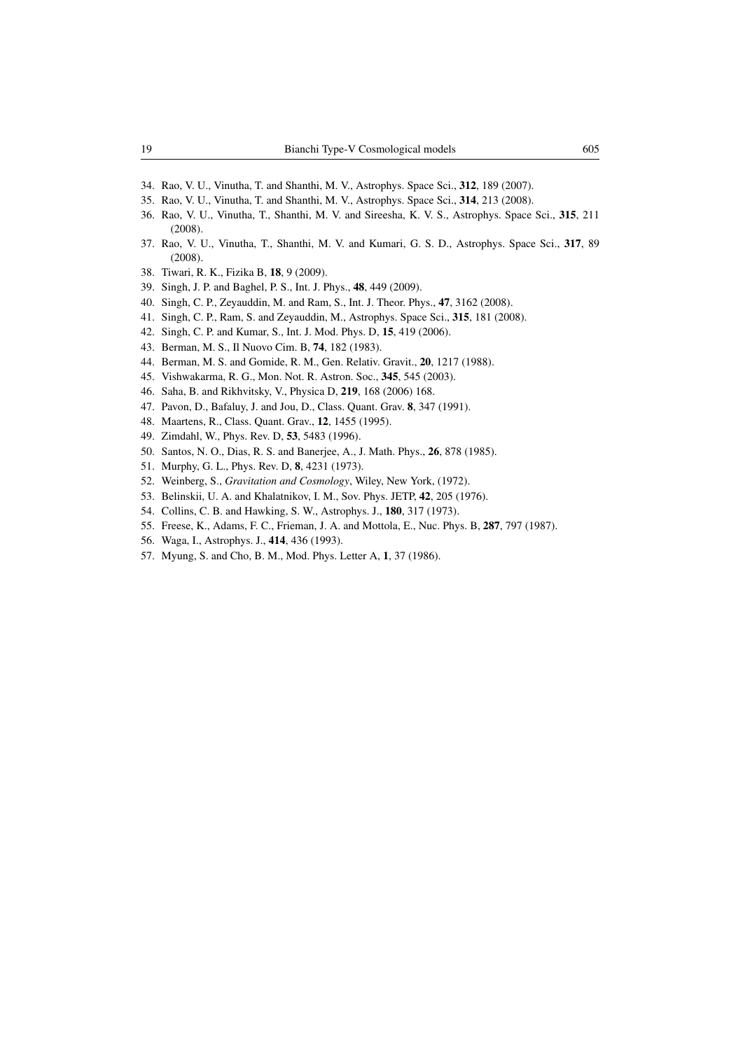34. Rao, V. U., Vinutha, T. and Shanthi, M. V., Astrophys. Space Sci., **312**, 189 (2007).
35. Rao, V. U., Vinutha, T. and Shanthi, M. V., Astrophys. Space Sci., **314**, 213 (2008).
36. Rao, V. U., Vinutha, T., Shanthi, M. V. and Sireesha, K. V. S., Astrophys. Space Sci., **315**, 211 (2008).
37. Rao, V. U., Vinutha, T., Shanthi, M. V. and Kumari, G. S. D., Astrophys. Space Sci., **317**, 89 (2008).
38. Tiwari, R. K., Fizika B, **18**, 9 (2009).
39. Singh, J. P. and Baghel, P. S., Int. J. Phys., **48**, 449 (2009).
40. Singh, C. P., Zeyauddin, M. and Ram, S., Int. J. Theor. Phys., **47**, 3162 (2008).
41. Singh, C. P., Ram, S. and Zeyauddin, M., Astrophys. Space Sci., **315**, 181 (2008).
42. Singh, C. P. and Kumar, S., Int. J. Mod. Phys. D, **15**, 419 (2006).
43. Berman, M. S., Il Nuovo Cim. B, **74**, 182 (1983).
44. Berman, M. S. and Gomide, R. M., Gen. Relativ. Gravit., **20**, 1217 (1988).
45. Vishwakarma, R. G., Mon. Not. R. Astron. Soc., **345**, 545 (2003).
46. Saha, B. and Rikhvitsky, V., Physica D, **219**, 168 (2006) 168.
47. Pavon, D., Bafaluy, J. and Jou, D., Class. Quant. Grav. **8**, 347 (1991).
48. Maartens, R., Class. Quant. Grav., **12**, 1455 (1995).
49. Zimdahl, W., Phys. Rev. D, **53**, 5483 (1996).
50. Santos, N. O., Dias, R. S. and Banerjee, A., J. Math. Phys., **26**, 878 (1985).
51. Murphy, G. L., Phys. Rev. D, **8**, 4231 (1973).
52. Weinberg, S., *Gravitation and Cosmology*, Wiley, New York, (1972).
53. Belinskii, U. A. and Khalatnikov, I. M., Sov. Phys. JETP, **42**, 205 (1976).
54. Collins, C. B. and Hawking, S. W., Astrophys. J., **180**, 317 (1973).
55. Freese, K., Adams, F. C., Frieman, J. A. and Mottola, E., Nuc. Phys. B, **287**, 797 (1987).
56. Waga, I., Astrophys. J., **414**, 436 (1993).
57. Myung, S. and Cho, B. M., Mod. Phys. Letter A, **1**, 37 (1986).